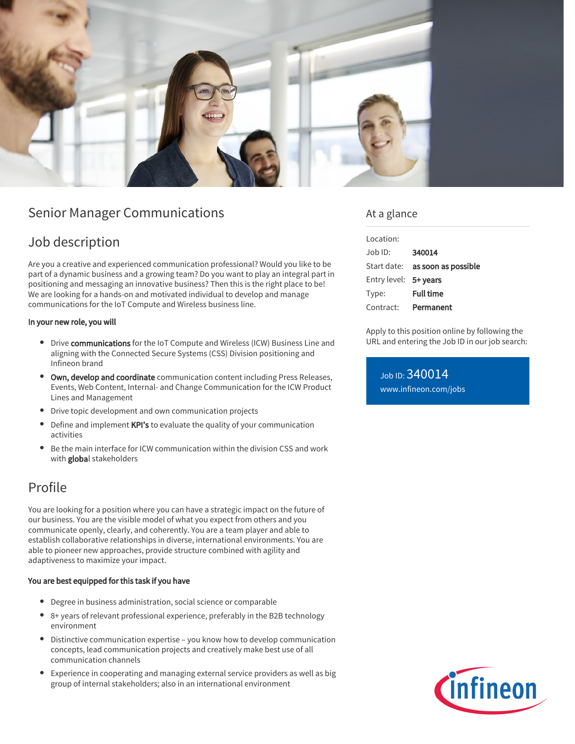# Senior Manager Communications

## Job description

Are you a creative and experienced communication professional? Would you like to be part of a dynamic business and a growing team? Do you want to play an integral part in positioning and messaging an innovative business? Then this is the right place to be! We are looking for a hands-on and motivated individual to develop and manage communications for the IoT Compute and Wireless business line.

**In your new role, you will**

- Drive **communications** for the IoT Compute and Wireless (ICW) Business Line and aligning with the Connected Secure Systems (CSS) Division positioning and Infineon brand
- **Own, develop and coordinate** communication content including Press Releases, Events, Web Content, Internal- and Change Communication for the ICW Product Lines and Management
- Drive topic development and own communication projects
- Define and implement **KPI's** to evaluate the quality of your communication activities
- Be the main interface for ICW communication within the division CSS and work with **globa**l stakeholders

## Profile

You are looking for a position where you can have a strategic impact on the future of our business. You are the visible model of what you expect from others and you communicate openly, clearly, and coherently. You are a team player and able to establish collaborative relationships in diverse, international environments. You are able to pioneer new approaches, provide structure combined with agility and adaptiveness to maximize your impact.

**You are best equipped for this task if you have**

- Degree in business administration, social science or comparable
- 8+ years of relevant professional experience, preferably in the B2B technology environment
- Distinctive communication expertise – you know how to develop communication concepts, lead communication projects and creatively make best use of all communication channels
- Experience in cooperating and managing external service providers as well as big group of internal stakeholders; also in an international environment

## At a glance

| | |
|---|---|
| Location: | |
| Job ID: | **340014** |
| Start date: | **as soon as possible** |
| Entry level: | **5+ years** |
| Type: | **Full time** |
| Contract: | **Permanent** |

Apply to this position online by following the URL and entering the Job ID in our job search:

Job ID: 340014
www.infineon.com/jobs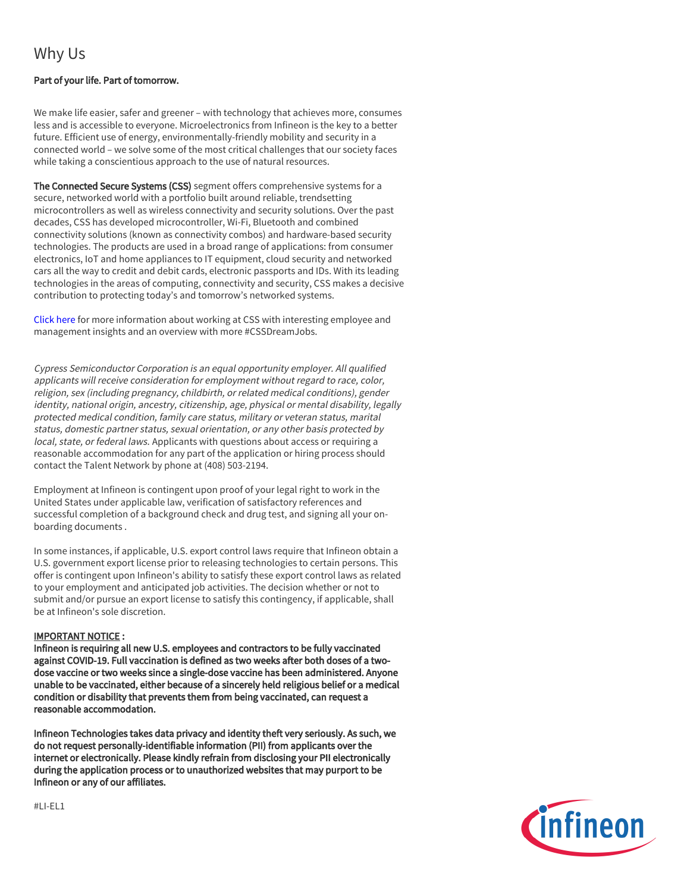# Why Us

**Part of your life. Part of tomorrow.**

We make life easier, safer and greener – with technology that achieves more, consumes less and is accessible to everyone. Microelectronics from Infineon is the key to a better future. Efficient use of energy, environmentally-friendly mobility and security in a connected world – we solve some of the most critical challenges that our society faces while taking a conscientious approach to the use of natural resources.

**The Connected Secure Systems (CSS)** segment offers comprehensive systems for a secure, networked world with a portfolio built around reliable, trendsetting microcontrollers as well as wireless connectivity and security solutions. Over the past decades, CSS has developed microcontroller, Wi-Fi, Bluetooth and combined connectivity solutions (known as connectivity combos) and hardware-based security technologies. The products are used in a broad range of applications: from consumer electronics, IoT and home appliances to IT equipment, cloud security and networked cars all the way to credit and debit cards, electronic passports and IDs. With its leading technologies in the areas of computing, connectivity and security, CSS makes a decisive contribution to protecting today's and tomorrow's networked systems.

Click here for more information about working at CSS with interesting employee and management insights and an overview with more #CSSDreamJobs.

*Cypress Semiconductor Corporation is an equal opportunity employer. All qualified applicants will receive consideration for employment without regard to race, color, religion, sex (including pregnancy, childbirth, or related medical conditions), gender identity, national origin, ancestry, citizenship, age, physical or mental disability, legally protected medical condition, family care status, military or veteran status, marital status, domestic partner status, sexual orientation, or any other basis protected by local, state, or federal laws.* Applicants with questions about access or requiring a reasonable accommodation for any part of the application or hiring process should contact the Talent Network by phone at (408) 503-2194.

Employment at Infineon is contingent upon proof of your legal right to work in the United States under applicable law, verification of satisfactory references and successful completion of a background check and drug test, and signing all your on-boarding documents .

In some instances, if applicable, U.S. export control laws require that Infineon obtain a U.S. government export license prior to releasing technologies to certain persons. This offer is contingent upon Infineon's ability to satisfy these export control laws as related to your employment and anticipated job activities. The decision whether or not to submit and/or pursue an export license to satisfy this contingency, if applicable, shall be at Infineon's sole discretion.

**IMPORTANT NOTICE :**
**Infineon is requiring all new U.S. employees and contractors to be fully vaccinated against COVID-19. Full vaccination is defined as two weeks after both doses of a two-dose vaccine or two weeks since a single-dose vaccine has been administered. Anyone unable to be vaccinated, either because of a sincerely held religious belief or a medical condition or disability that prevents them from being vaccinated, can request a reasonable accommodation.**

**Infineon Technologies takes data privacy and identity theft very seriously. As such, we do not request personally-identifiable information (PII) from applicants over the internet or electronically. Please kindly refrain from disclosing your PII electronically during the application process or to unauthorized websites that may purport to be Infineon or any of our affiliates.**

#LI-EL1